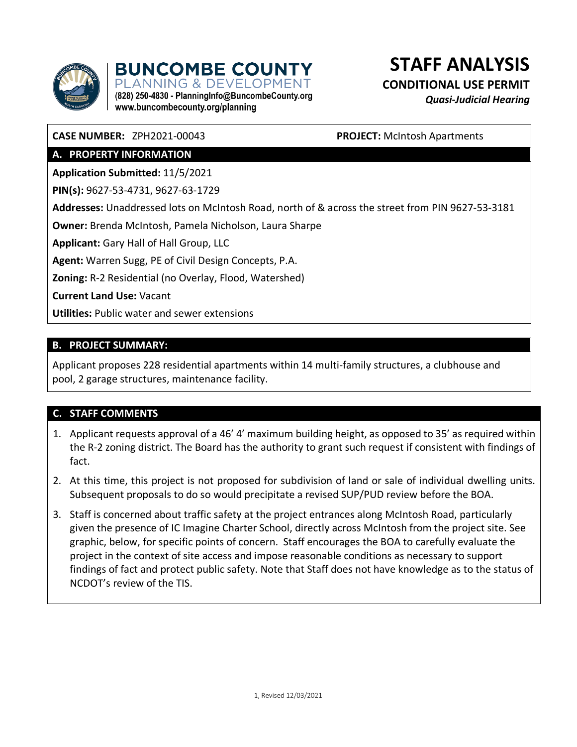**BUNCOMBE COUNTY**
PLANNING & DEVELOPMENT
(828) 250-4830 - PlanningInfo@BuncombeCounty.org
www.buncombecounty.org/planning

# STAFF ANALYSIS

## CONDITIONAL USE PERMIT

*Quasi-Judicial Hearing*

**CASE NUMBER:** ZPH2021-00043 **PROJECT:** McIntosh Apartments

## A. PROPERTY INFORMATION

**Application Submitted:** 11/5/2021

**PIN(s):** 9627-53-4731, 9627-63-1729

**Addresses:** Unaddressed lots on McIntosh Road, north of & across the street from PIN 9627-53-3181

**Owner:** Brenda McIntosh, Pamela Nicholson, Laura Sharpe

**Applicant:** Gary Hall of Hall Group, LLC

**Agent:** Warren Sugg, PE of Civil Design Concepts, P.A.

**Zoning:** R-2 Residential (no Overlay, Flood, Watershed)

**Current Land Use:** Vacant

**Utilities:** Public water and sewer extensions

## B. PROJECT SUMMARY:

Applicant proposes 228 residential apartments within 14 multi-family structures, a clubhouse and pool, 2 garage structures, maintenance facility.

## C. STAFF COMMENTS

1. Applicant requests approval of a 46' 4' maximum building height, as opposed to 35' as required within the R-2 zoning district. The Board has the authority to grant such request if consistent with findings of fact.
2. At this time, this project is not proposed for subdivision of land or sale of individual dwelling units. Subsequent proposals to do so would precipitate a revised SUP/PUD review before the BOA.
3. Staff is concerned about traffic safety at the project entrances along McIntosh Road, particularly given the presence of IC Imagine Charter School, directly across McIntosh from the project site. See graphic, below, for specific points of concern. Staff encourages the BOA to carefully evaluate the project in the context of site access and impose reasonable conditions as necessary to support findings of fact and protect public safety. Note that Staff does not have knowledge as to the status of NCDOT's review of the TIS.

1, Revised 12/03/2021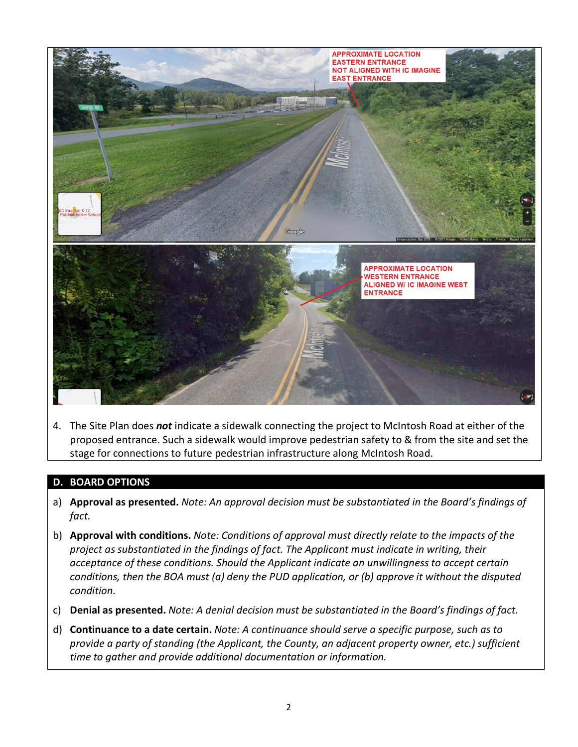APPROXIMATE LOCATION EASTERN ENTRANCE NOT ALIGNED WITH IC IMAGINE EAST ENTRANCE

APPROXIMATE LOCATION WESTERN ENTRANCE ALIGNED W/ IC IMAGINE WEST ENTRANCE

4. The Site Plan does ***not*** indicate a sidewalk connecting the project to McIntosh Road at either of the proposed entrance. Such a sidewalk would improve pedestrian safety to & from the site and set the stage for connections to future pedestrian infrastructure along McIntosh Road.

## D. BOARD OPTIONS

a) **Approval as presented.** *Note: An approval decision must be substantiated in the Board's findings of fact.*

b) **Approval with conditions.** *Note: Conditions of approval must directly relate to the impacts of the project as substantiated in the findings of fact. The Applicant must indicate in writing, their acceptance of these conditions. Should the Applicant indicate an unwillingness to accept certain conditions, then the BOA must (a) deny the PUD application, or (b) approve it without the disputed condition.*

c) **Denial as presented.** *Note: A denial decision must be substantiated in the Board's findings of fact.*

d) **Continuance to a date certain.** *Note: A continuance should serve a specific purpose, such as to provide a party of standing (the Applicant, the County, an adjacent property owner, etc.) sufficient time to gather and provide additional documentation or information.*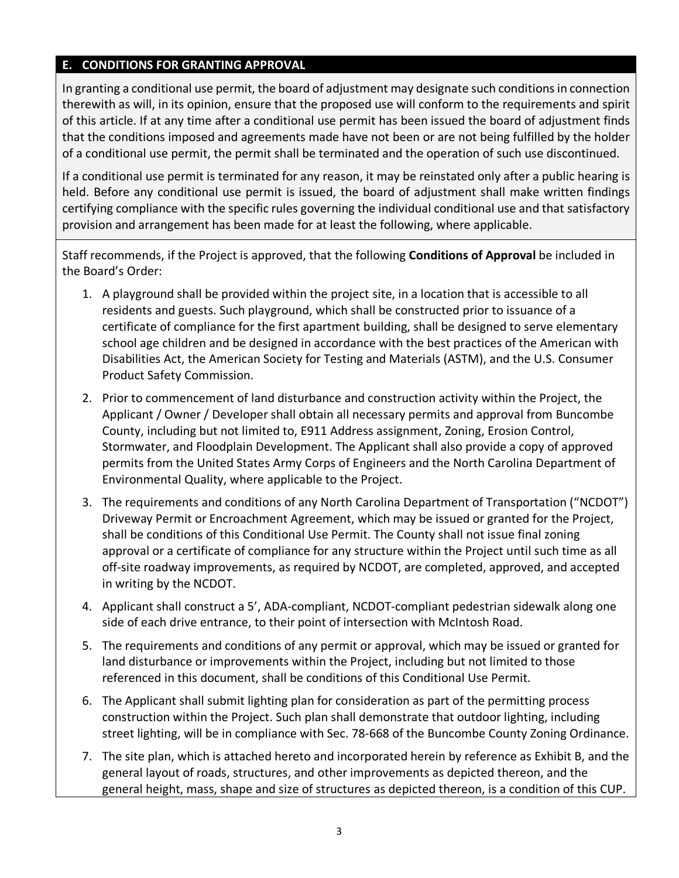## E. CONDITIONS FOR GRANTING APPROVAL

In granting a conditional use permit, the board of adjustment may designate such conditions in connection therewith as will, in its opinion, ensure that the proposed use will conform to the requirements and spirit of this article. If at any time after a conditional use permit has been issued the board of adjustment finds that the conditions imposed and agreements made have not been or are not being fulfilled by the holder of a conditional use permit, the permit shall be terminated and the operation of such use discontinued.

If a conditional use permit is terminated for any reason, it may be reinstated only after a public hearing is held. Before any conditional use permit is issued, the board of adjustment shall make written findings certifying compliance with the specific rules governing the individual conditional use and that satisfactory provision and arrangement has been made for at least the following, where applicable.

Staff recommends, if the Project is approved, that the following **Conditions of Approval** be included in the Board's Order:

1. A playground shall be provided within the project site, in a location that is accessible to all residents and guests. Such playground, which shall be constructed prior to issuance of a certificate of compliance for the first apartment building, shall be designed to serve elementary school age children and be designed in accordance with the best practices of the American with Disabilities Act, the American Society for Testing and Materials (ASTM), and the U.S. Consumer Product Safety Commission.
2. Prior to commencement of land disturbance and construction activity within the Project, the Applicant / Owner / Developer shall obtain all necessary permits and approval from Buncombe County, including but not limited to, E911 Address assignment, Zoning, Erosion Control, Stormwater, and Floodplain Development. The Applicant shall also provide a copy of approved permits from the United States Army Corps of Engineers and the North Carolina Department of Environmental Quality, where applicable to the Project.
3. The requirements and conditions of any North Carolina Department of Transportation ("NCDOT") Driveway Permit or Encroachment Agreement, which may be issued or granted for the Project, shall be conditions of this Conditional Use Permit. The County shall not issue final zoning approval or a certificate of compliance for any structure within the Project until such time as all off-site roadway improvements, as required by NCDOT, are completed, approved, and accepted in writing by the NCDOT.
4. Applicant shall construct a 5', ADA-compliant, NCDOT-compliant pedestrian sidewalk along one side of each drive entrance, to their point of intersection with McIntosh Road.
5. The requirements and conditions of any permit or approval, which may be issued or granted for land disturbance or improvements within the Project, including but not limited to those referenced in this document, shall be conditions of this Conditional Use Permit.
6. The Applicant shall submit lighting plan for consideration as part of the permitting process construction within the Project. Such plan shall demonstrate that outdoor lighting, including street lighting, will be in compliance with Sec. 78-668 of the Buncombe County Zoning Ordinance.
7. The site plan, which is attached hereto and incorporated herein by reference as Exhibit B, and the general layout of roads, structures, and other improvements as depicted thereon, and the general height, mass, shape and size of structures as depicted thereon, is a condition of this CUP.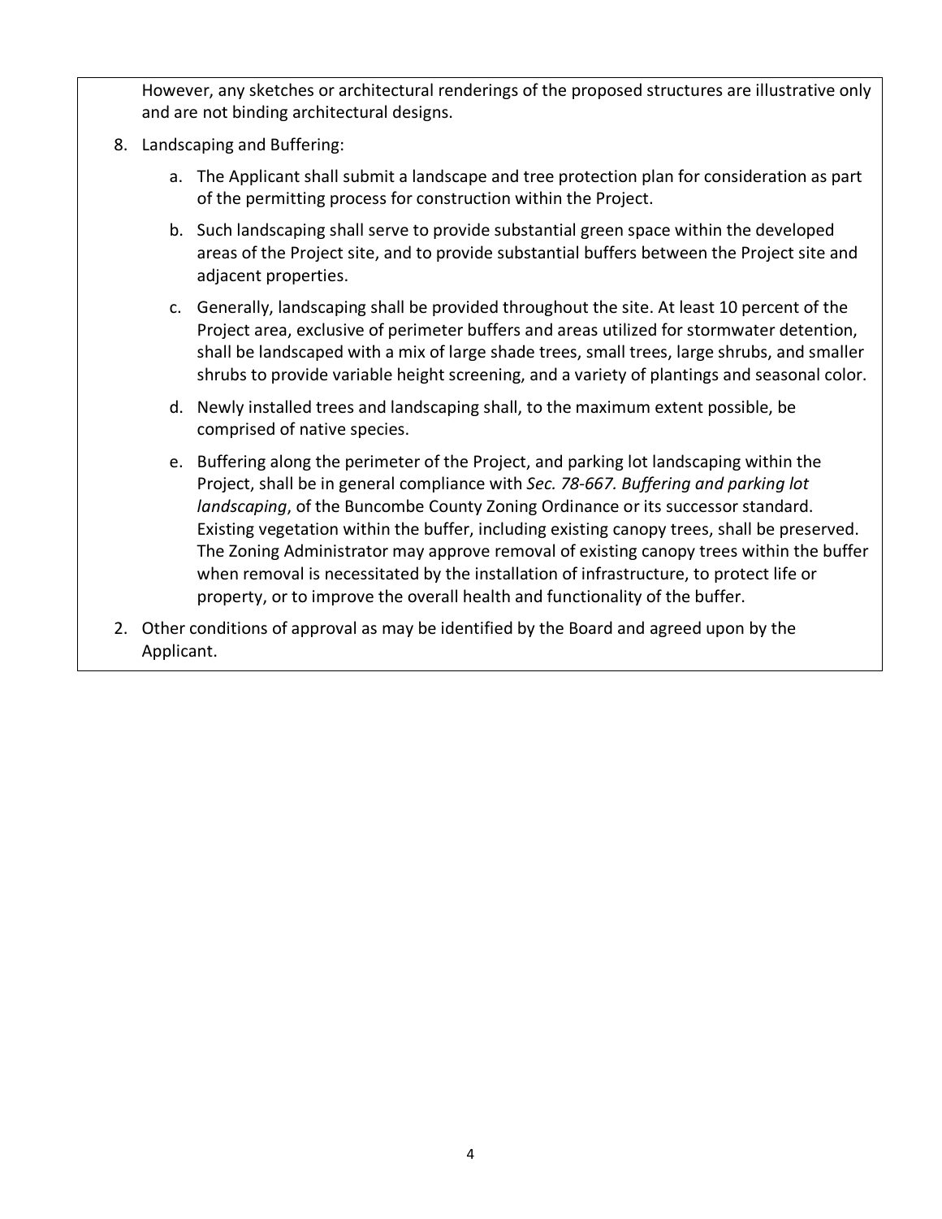However, any sketches or architectural renderings of the proposed structures are illustrative only and are not binding architectural designs.

8. Landscaping and Buffering:

   a. The Applicant shall submit a landscape and tree protection plan for consideration as part of the permitting process for construction within the Project.

   b. Such landscaping shall serve to provide substantial green space within the developed areas of the Project site, and to provide substantial buffers between the Project site and adjacent properties.

   c. Generally, landscaping shall be provided throughout the site. At least 10 percent of the Project area, exclusive of perimeter buffers and areas utilized for stormwater detention, shall be landscaped with a mix of large shade trees, small trees, large shrubs, and smaller shrubs to provide variable height screening, and a variety of plantings and seasonal color.

   d. Newly installed trees and landscaping shall, to the maximum extent possible, be comprised of native species.

   e. Buffering along the perimeter of the Project, and parking lot landscaping within the Project, shall be in general compliance with *Sec. 78-667. Buffering and parking lot landscaping*, of the Buncombe County Zoning Ordinance or its successor standard. Existing vegetation within the buffer, including existing canopy trees, shall be preserved. The Zoning Administrator may approve removal of existing canopy trees within the buffer when removal is necessitated by the installation of infrastructure, to protect life or property, or to improve the overall health and functionality of the buffer.

2. Other conditions of approval as may be identified by the Board and agreed upon by the Applicant.